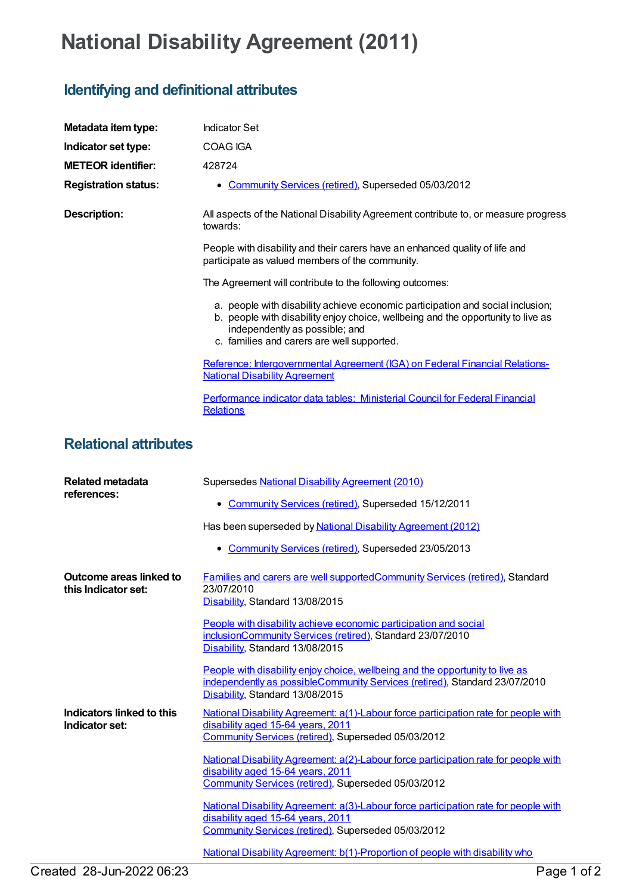# National Disability Agreement (2011)

## Identifying and definitional attributes

**Metadata item type:** Indicator Set

**Indicator set type:** COAG IGA

**METEOR identifier:** 428724

**Registration status:**
- Community Services (retired), Superseded 05/03/2012

**Description:**

All aspects of the National Disability Agreement contribute to, or measure progress towards:

People with disability and their carers have an enhanced quality of life and participate as valued members of the community.

The Agreement will contribute to the following outcomes:

a. people with disability achieve economic participation and social inclusion;
b. people with disability enjoy choice, wellbeing and the opportunity to live as independently as possible; and
c. families and carers are well supported.

Reference: Intergovernmental Agreement (IGA) on Federal Financial Relations- National Disability Agreement

Performance indicator data tables: Ministerial Council for Federal Financial Relations

## Relational attributes

**Related metadata references:**

Supersedes National Disability Agreement (2010)

- Community Services (retired), Superseded 15/12/2011

Has been superseded by National Disability Agreement (2012)

- Community Services (retired), Superseded 23/05/2013

**Outcome areas linked to this Indicator set:**

Families and carers are well supportedCommunity Services (retired), Standard 23/07/2010
Disability, Standard 13/08/2015

People with disability achieve economic participation and social inclusionCommunity Services (retired), Standard 23/07/2010
Disability, Standard 13/08/2015

People with disability enjoy choice, wellbeing and the opportunity to live as independently as possibleCommunity Services (retired), Standard 23/07/2010
Disability, Standard 13/08/2015

**Indicators linked to this Indicator set:**

National Disability Agreement: a(1)-Labour force participation rate for people with disability aged 15-64 years, 2011
Community Services (retired), Superseded 05/03/2012

National Disability Agreement: a(2)-Labour force participation rate for people with disability aged 15-64 years, 2011
Community Services (retired), Superseded 05/03/2012

National Disability Agreement: a(3)-Labour force participation rate for people with disability aged 15-64 years, 2011
Community Services (retired), Superseded 05/03/2012

National Disability Agreement: b(1)-Proportion of people with disability who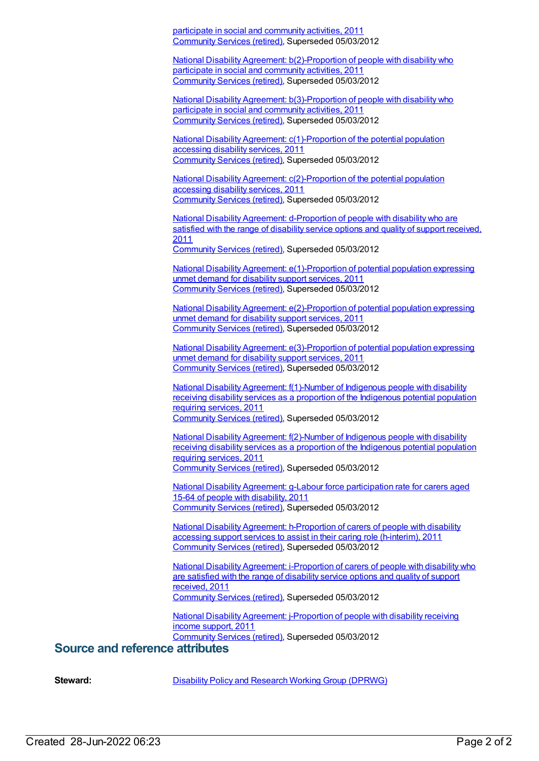participate in social and community activities, 2011
Community Services (retired), Superseded 05/03/2012

National Disability Agreement: b(2)-Proportion of people with disability who participate in social and community activities, 2011
Community Services (retired), Superseded 05/03/2012

National Disability Agreement: b(3)-Proportion of people with disability who participate in social and community activities, 2011
Community Services (retired), Superseded 05/03/2012

National Disability Agreement: c(1)-Proportion of the potential population accessing disability services, 2011
Community Services (retired), Superseded 05/03/2012

National Disability Agreement: c(2)-Proportion of the potential population accessing disability services, 2011
Community Services (retired), Superseded 05/03/2012

National Disability Agreement: d-Proportion of people with disability who are satisfied with the range of disability service options and quality of support received, 2011
Community Services (retired), Superseded 05/03/2012

National Disability Agreement: e(1)-Proportion of potential population expressing unmet demand for disability support services, 2011
Community Services (retired), Superseded 05/03/2012

National Disability Agreement: e(2)-Proportion of potential population expressing unmet demand for disability support services, 2011
Community Services (retired), Superseded 05/03/2012

National Disability Agreement: e(3)-Proportion of potential population expressing unmet demand for disability support services, 2011
Community Services (retired), Superseded 05/03/2012

National Disability Agreement: f(1)-Number of Indigenous people with disability receiving disability services as a proportion of the Indigenous potential population requiring services, 2011
Community Services (retired), Superseded 05/03/2012

National Disability Agreement: f(2)-Number of Indigenous people with disability receiving disability services as a proportion of the Indigenous potential population requiring services, 2011
Community Services (retired), Superseded 05/03/2012

National Disability Agreement: g-Labour force participation rate for carers aged 15-64 of people with disability, 2011
Community Services (retired), Superseded 05/03/2012

National Disability Agreement: h-Proportion of carers of people with disability accessing support services to assist in their caring role (h-interim), 2011
Community Services (retired), Superseded 05/03/2012

National Disability Agreement: i-Proportion of carers of people with disability who are satisfied with the range of disability service options and quality of support received, 2011
Community Services (retired), Superseded 05/03/2012

National Disability Agreement: j-Proportion of people with disability receiving income support, 2011
Community Services (retired), Superseded 05/03/2012

## Source and reference attributes

**Steward:** Disability Policy and Research Working Group (DPRWG)